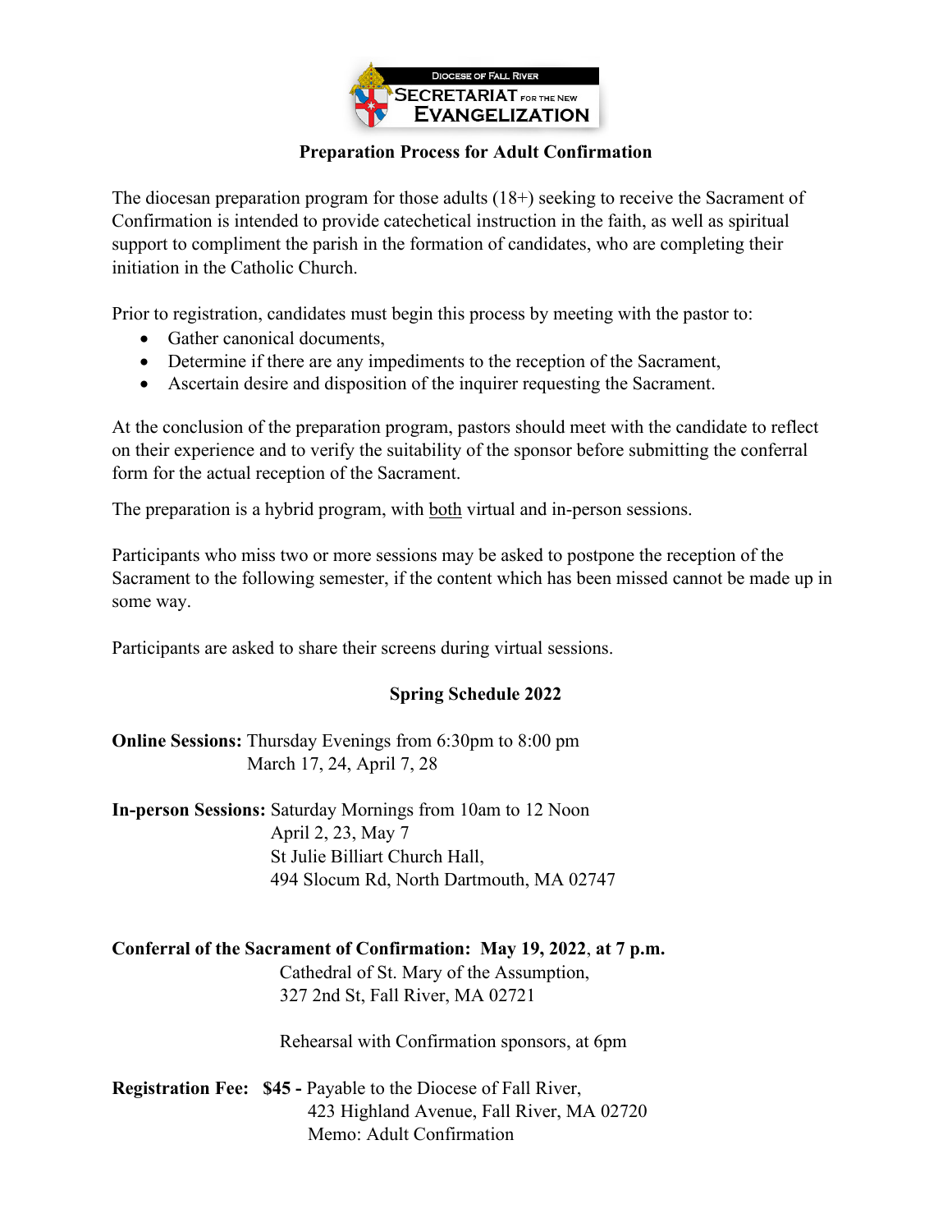Diocese of Fall River
SECRETARIAT FOR THE NEW EVANGELIZATION

## Preparation Process for Adult Confirmation

The diocesan preparation program for those adults (18+) seeking to receive the Sacrament of Confirmation is intended to provide catechetical instruction in the faith, as well as spiritual support to compliment the parish in the formation of candidates, who are completing their initiation in the Catholic Church.

Prior to registration, candidates must begin this process by meeting with the pastor to:

- Gather canonical documents,
- Determine if there are any impediments to the reception of the Sacrament,
- Ascertain desire and disposition of the inquirer requesting the Sacrament.

At the conclusion of the preparation program, pastors should meet with the candidate to reflect on their experience and to verify the suitability of the sponsor before submitting the conferral form for the actual reception of the Sacrament.

The preparation is a hybrid program, with both virtual and in-person sessions.

Participants who miss two or more sessions may be asked to postpone the reception of the Sacrament to the following semester, if the content which has been missed cannot be made up in some way.

Participants are asked to share their screens during virtual sessions.

### Spring Schedule 2022

**Online Sessions:** Thursday Evenings from 6:30pm to 8:00 pm
March 17, 24, April 7, 28

**In-person Sessions:** Saturday Mornings from 10am to 12 Noon
April 2, 23, May 7
St Julie Billiart Church Hall,
494 Slocum Rd, North Dartmouth, MA 02747

**Conferral of the Sacrament of Confirmation: May 19, 2022, at 7 p.m.**
Cathedral of St. Mary of the Assumption,
327 2nd St, Fall River, MA 02721

Rehearsal with Confirmation sponsors, at 6pm

**Registration Fee: $45 -** Payable to the Diocese of Fall River,
423 Highland Avenue, Fall River, MA 02720
Memo: Adult Confirmation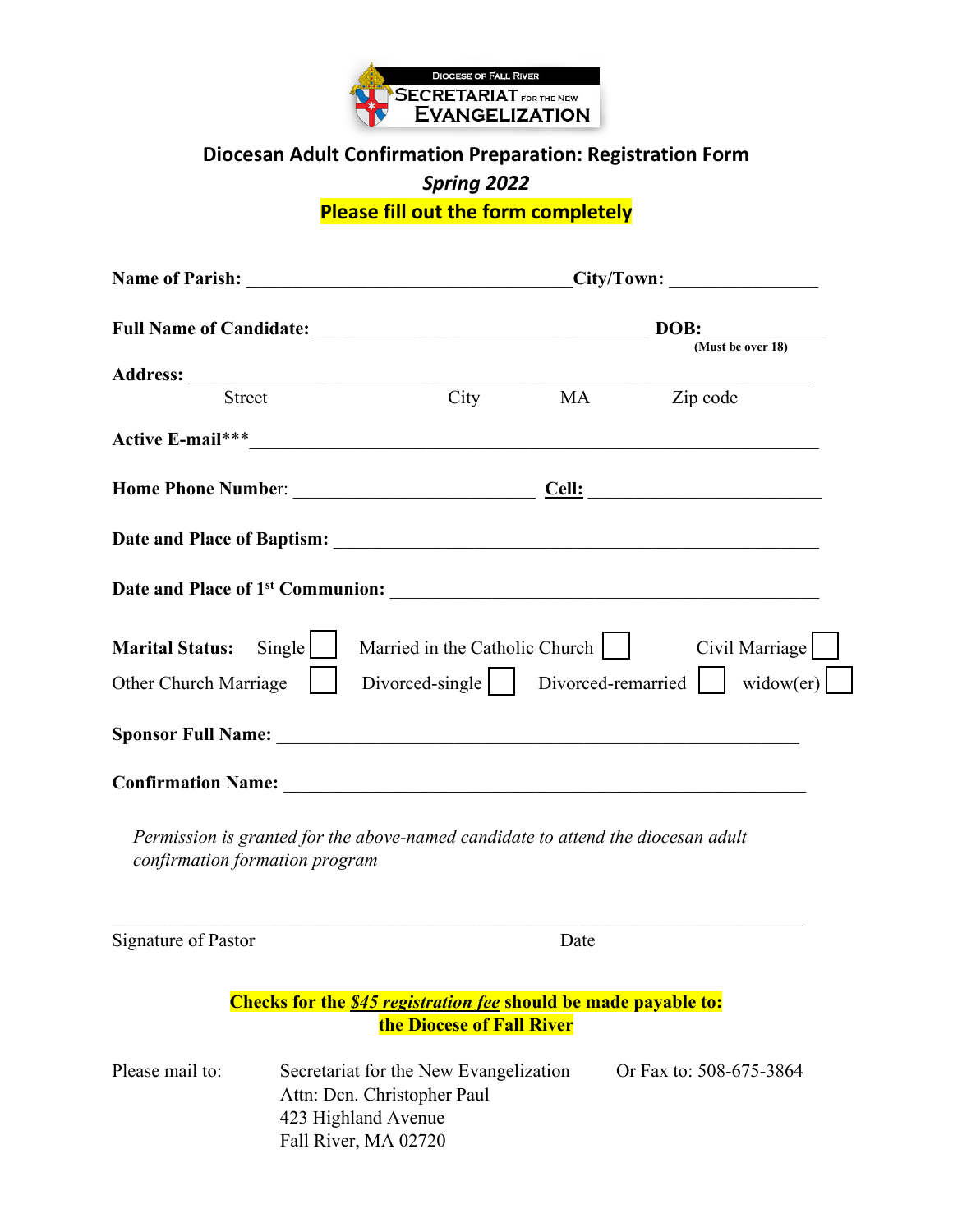Diocese of Fall River
SECRETARIAT FOR THE NEW EVANGELIZATION

## Diocesan Adult Confirmation Preparation: Registration Form

***Spring 2022***

**Please fill out the form completely**

**Name of Parish:** ___________________________________ **City/Town:** ________________

**Full Name of Candidate:** ____________________________________ **DOB:** ____________
(Must be over 18)

**Address:** ____________________________________________________________________
Street City MA Zip code

**Active E-mail***** ____________________________________________________________

**Home Phone Number**: __________________________ **Cell:** __________________________

**Date and Place of Baptism:** ___________________________________________________

**Date and Place of 1st Communion:** _____________________________________________

**Marital Status:** Single ☐ Married in the Catholic Church ☐ Civil Marriage ☐
Other Church Marriage ☐ Divorced-single ☐ Divorced-remarried ☐ widow(er) ☐

**Sponsor Full Name:** ________________________________________________________

**Confirmation Name:** ________________________________________________________

*Permission is granted for the above-named candidate to attend the diocesan adult confirmation formation program*

_____________________________________________________________________________
Signature of Pastor Date

**Checks for the *$45 registration fee* should be made payable to:**
**the Diocese of Fall River**

Please mail to:
Secretariat for the New Evangelization
Attn: Dcn. Christopher Paul
423 Highland Avenue
Fall River, MA 02720

Or Fax to: 508-675-3864